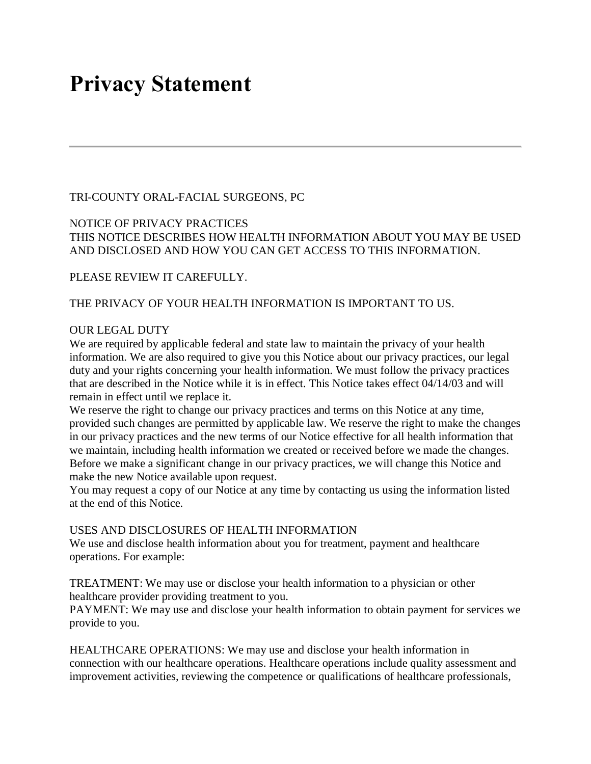# Privacy Statement

---

TRI-COUNTY ORAL-FACIAL SURGEONS, PC

NOTICE OF PRIVACY PRACTICES
THIS NOTICE DESCRIBES HOW HEALTH INFORMATION ABOUT YOU MAY BE USED AND DISCLOSED AND HOW YOU CAN GET ACCESS TO THIS INFORMATION.

PLEASE REVIEW IT CAREFULLY.

THE PRIVACY OF YOUR HEALTH INFORMATION IS IMPORTANT TO US.

OUR LEGAL DUTY
We are required by applicable federal and state law to maintain the privacy of your health information. We are also required to give you this Notice about our privacy practices, our legal duty and your rights concerning your health information. We must follow the privacy practices that are described in the Notice while it is in effect. This Notice takes effect 04/14/03 and will remain in effect until we replace it.
We reserve the right to change our privacy practices and terms on this Notice at any time, provided such changes are permitted by applicable law. We reserve the right to make the changes in our privacy practices and the new terms of our Notice effective for all health information that we maintain, including health information we created or received before we made the changes. Before we make a significant change in our privacy practices, we will change this Notice and make the new Notice available upon request.
You may request a copy of our Notice at any time by contacting us using the information listed at the end of this Notice.

USES AND DISCLOSURES OF HEALTH INFORMATION
We use and disclose health information about you for treatment, payment and healthcare operations. For example:

TREATMENT: We may use or disclose your health information to a physician or other healthcare provider providing treatment to you.
PAYMENT: We may use and disclose your health information to obtain payment for services we provide to you.

HEALTHCARE OPERATIONS: We may use and disclose your health information in connection with our healthcare operations. Healthcare operations include quality assessment and improvement activities, reviewing the competence or qualifications of healthcare professionals,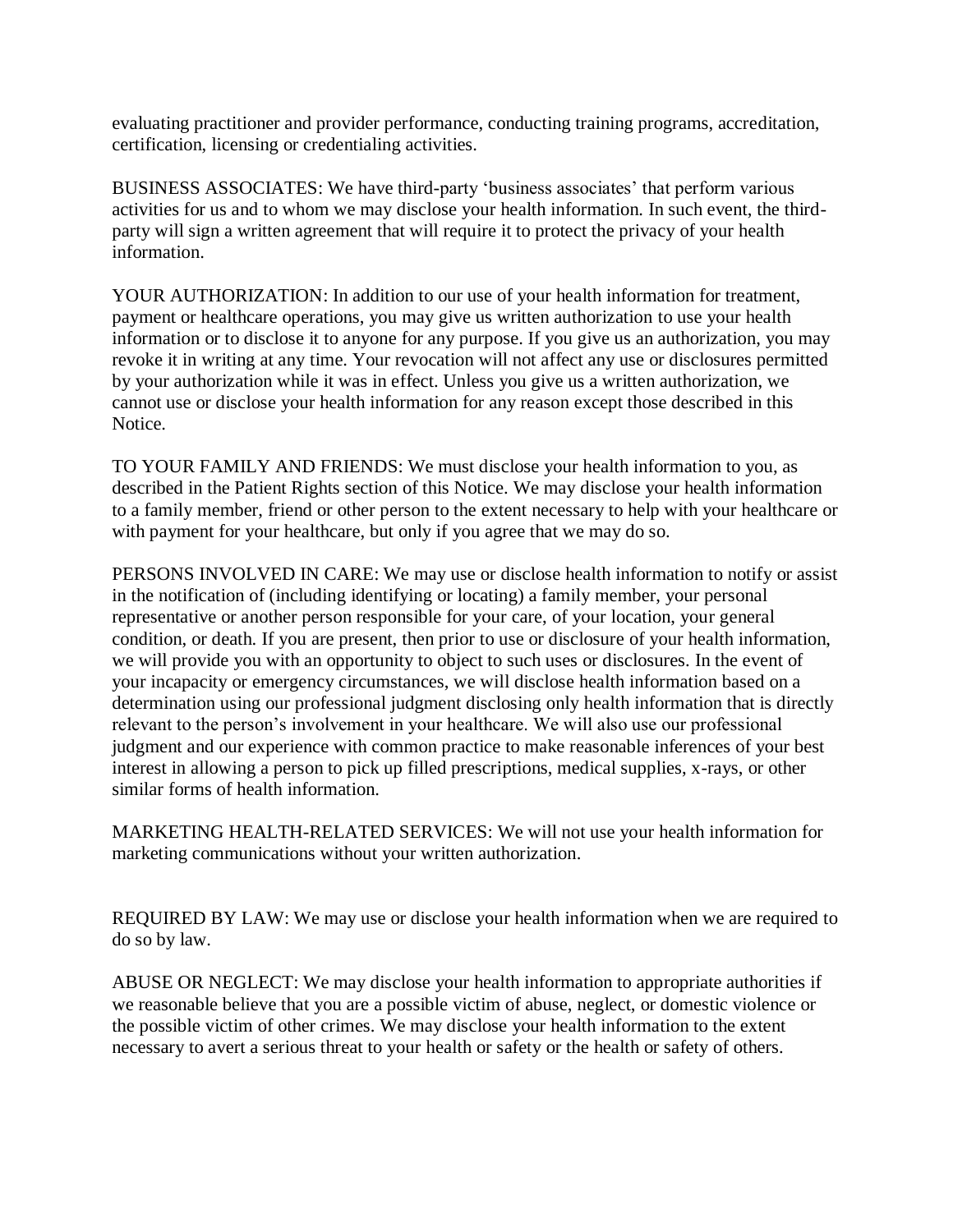evaluating practitioner and provider performance, conducting training programs, accreditation, certification, licensing or credentialing activities.

BUSINESS ASSOCIATES: We have third-party 'business associates' that perform various activities for us and to whom we may disclose your health information. In such event, the third-party will sign a written agreement that will require it to protect the privacy of your health information.

YOUR AUTHORIZATION: In addition to our use of your health information for treatment, payment or healthcare operations, you may give us written authorization to use your health information or to disclose it to anyone for any purpose. If you give us an authorization, you may revoke it in writing at any time. Your revocation will not affect any use or disclosures permitted by your authorization while it was in effect. Unless you give us a written authorization, we cannot use or disclose your health information for any reason except those described in this Notice.

TO YOUR FAMILY AND FRIENDS: We must disclose your health information to you, as described in the Patient Rights section of this Notice. We may disclose your health information to a family member, friend or other person to the extent necessary to help with your healthcare or with payment for your healthcare, but only if you agree that we may do so.

PERSONS INVOLVED IN CARE: We may use or disclose health information to notify or assist in the notification of (including identifying or locating) a family member, your personal representative or another person responsible for your care, of your location, your general condition, or death. If you are present, then prior to use or disclosure of your health information, we will provide you with an opportunity to object to such uses or disclosures. In the event of your incapacity or emergency circumstances, we will disclose health information based on a determination using our professional judgment disclosing only health information that is directly relevant to the person's involvement in your healthcare. We will also use our professional judgment and our experience with common practice to make reasonable inferences of your best interest in allowing a person to pick up filled prescriptions, medical supplies, x-rays, or other similar forms of health information.

MARKETING HEALTH-RELATED SERVICES: We will not use your health information for marketing communications without your written authorization.

REQUIRED BY LAW: We may use or disclose your health information when we are required to do so by law.

ABUSE OR NEGLECT: We may disclose your health information to appropriate authorities if we reasonable believe that you are a possible victim of abuse, neglect, or domestic violence or the possible victim of other crimes. We may disclose your health information to the extent necessary to avert a serious threat to your health or safety or the health or safety of others.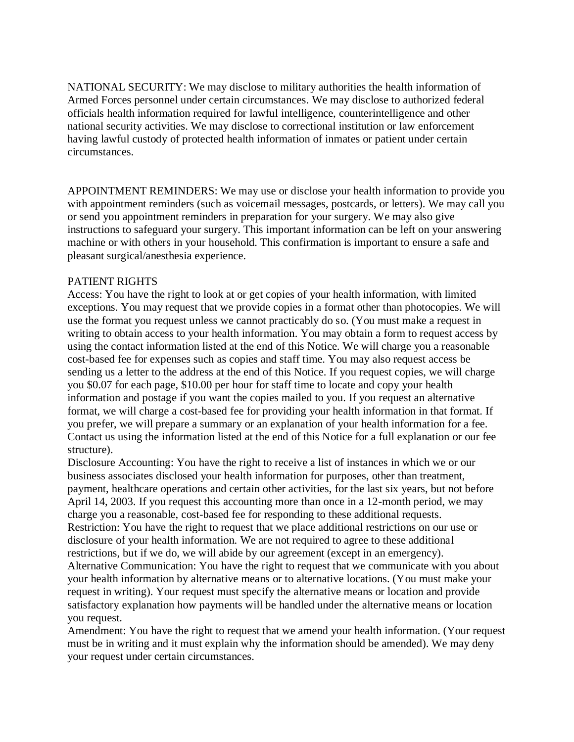NATIONAL SECURITY: We may disclose to military authorities the health information of Armed Forces personnel under certain circumstances. We may disclose to authorized federal officials health information required for lawful intelligence, counterintelligence and other national security activities. We may disclose to correctional institution or law enforcement having lawful custody of protected health information of inmates or patient under certain circumstances.

APPOINTMENT REMINDERS: We may use or disclose your health information to provide you with appointment reminders (such as voicemail messages, postcards, or letters). We may call you or send you appointment reminders in preparation for your surgery. We may also give instructions to safeguard your surgery. This important information can be left on your answering machine or with others in your household. This confirmation is important to ensure a safe and pleasant surgical/anesthesia experience.

PATIENT RIGHTS

Access: You have the right to look at or get copies of your health information, with limited exceptions. You may request that we provide copies in a format other than photocopies. We will use the format you request unless we cannot practicably do so. (You must make a request in writing to obtain access to your health information. You may obtain a form to request access by using the contact information listed at the end of this Notice. We will charge you a reasonable cost-based fee for expenses such as copies and staff time. You may also request access be sending us a letter to the address at the end of this Notice. If you request copies, we will charge you $0.07 for each page, $10.00 per hour for staff time to locate and copy your health information and postage if you want the copies mailed to you. If you request an alternative format, we will charge a cost-based fee for providing your health information in that format. If you prefer, we will prepare a summary or an explanation of your health information for a fee. Contact us using the information listed at the end of this Notice for a full explanation or our fee structure).

Disclosure Accounting: You have the right to receive a list of instances in which we or our business associates disclosed your health information for purposes, other than treatment, payment, healthcare operations and certain other activities, for the last six years, but not before April 14, 2003. If you request this accounting more than once in a 12-month period, we may charge you a reasonable, cost-based fee for responding to these additional requests.

Restriction: You have the right to request that we place additional restrictions on our use or disclosure of your health information. We are not required to agree to these additional restrictions, but if we do, we will abide by our agreement (except in an emergency).

Alternative Communication: You have the right to request that we communicate with you about your health information by alternative means or to alternative locations. (You must make your request in writing). Your request must specify the alternative means or location and provide satisfactory explanation how payments will be handled under the alternative means or location you request.

Amendment: You have the right to request that we amend your health information. (Your request must be in writing and it must explain why the information should be amended). We may deny your request under certain circumstances.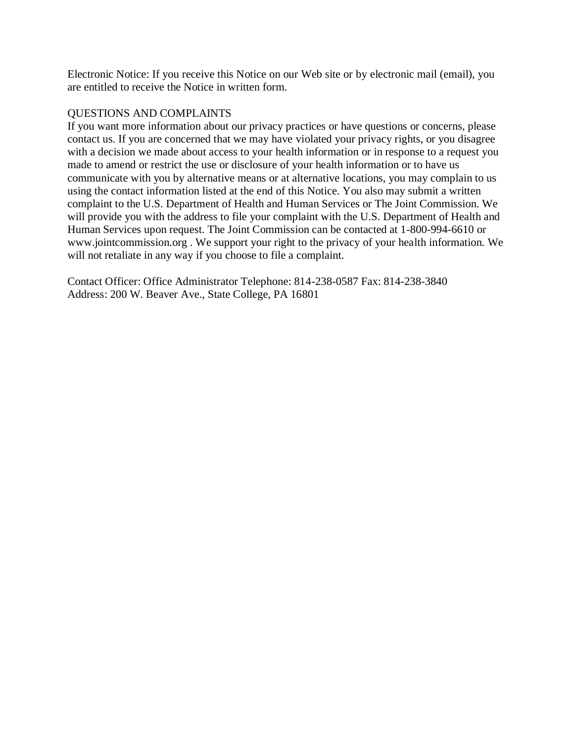Electronic Notice: If you receive this Notice on our Web site or by electronic mail (email), you are entitled to receive the Notice in written form.

QUESTIONS AND COMPLAINTS

If you want more information about our privacy practices or have questions or concerns, please contact us. If you are concerned that we may have violated your privacy rights, or you disagree with a decision we made about access to your health information or in response to a request you made to amend or restrict the use or disclosure of your health information or to have us communicate with you by alternative means or at alternative locations, you may complain to us using the contact information listed at the end of this Notice. You also may submit a written complaint to the U.S. Department of Health and Human Services or The Joint Commission. We will provide you with the address to file your complaint with the U.S. Department of Health and Human Services upon request. The Joint Commission can be contacted at 1-800-994-6610 or www.jointcommission.org . We support your right to the privacy of your health information. We will not retaliate in any way if you choose to file a complaint.

Contact Officer: Office Administrator Telephone: 814-238-0587 Fax: 814-238-3840
Address: 200 W. Beaver Ave., State College, PA 16801